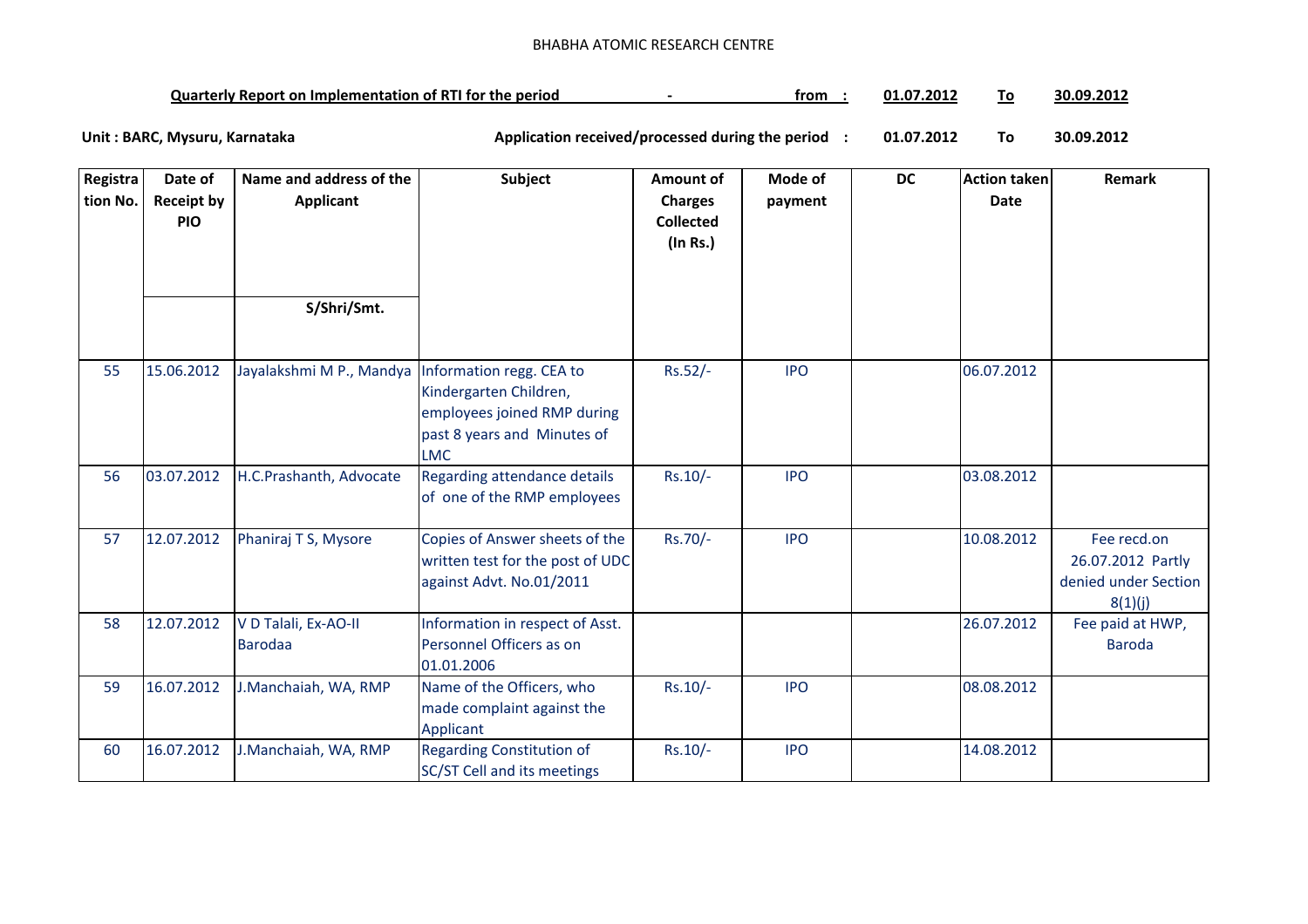BHABHA ATOMIC RESEARCH CENTRE

**Quarterly Report on Implementation of RTI for the period - from : 01.07.2012 To 30.09.2012**

**Unit : BARC, Mysuru, Karnataka** **Application received/processed during the period : 01.07.2012 To 30.09.2012**

| Registration No. | Date of Receipt by PIO | Name and address of the Applicant S/Shri/Smt. | Subject | Amount of Charges Collected (In Rs.) | Mode of payment | DC | Action taken Date | Remark |
|---|---|---|---|---|---|---|---|---|
| 55 | 15.06.2012 | Jayalakshmi M P., Mandya | Information regg. CEA to Kindergarten Children, employees joined RMP during past 8 years and Minutes of LMC | Rs.52/- | IPO | | 06.07.2012 | |
| 56 | 03.07.2012 | H.C.Prashanth, Advocate | Regarding attendance details of one of the RMP employees | Rs.10/- | IPO | | 03.08.2012 | |
| 57 | 12.07.2012 | Phaniraj T S, Mysore | Copies of Answer sheets of the written test for the post of UDC against Advt. No.01/2011 | Rs.70/- | IPO | | 10.08.2012 | Fee recd.on 26.07.2012 Partly denied under Section 8(1)(j) |
| 58 | 12.07.2012 | V D Talali, Ex-AO-II Barodaa | Information in respect of Asst. Personnel Officers as on 01.01.2006 | | | | 26.07.2012 | Fee paid at HWP, Baroda |
| 59 | 16.07.2012 | J.Manchaiah, WA, RMP | Name of the Officers, who made complaint against the Applicant | Rs.10/- | IPO | | 08.08.2012 | |
| 60 | 16.07.2012 | J.Manchaiah, WA, RMP | Regarding Constitution of SC/ST Cell and its meetings | Rs.10/- | IPO | | 14.08.2012 | |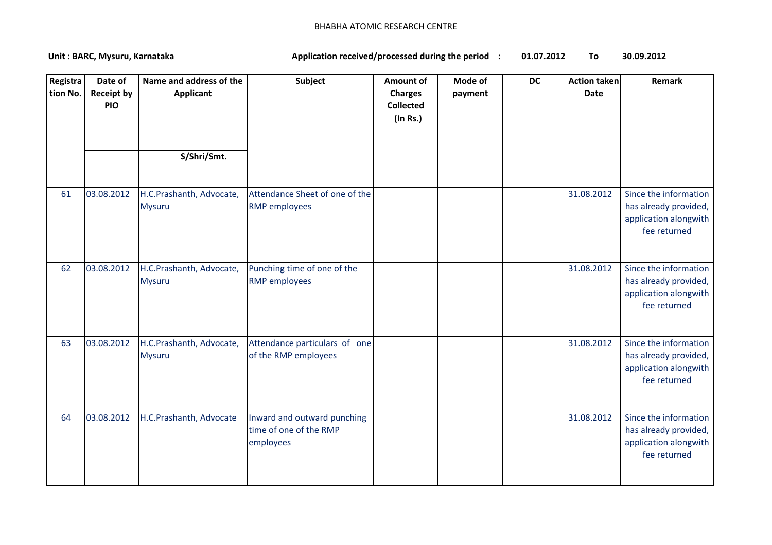BHABHA ATOMIC RESEARCH CENTRE

**Unit : BARC, Mysuru, Karnataka** **Application received/processed during the period : 01.07.2012 To 30.09.2012**

| Registration No. | Date of Receipt by PIO | Name and address of the Applicant S/Shri/Smt. | Subject | Amount of Charges Collected (In Rs.) | Mode of payment | DC | Action taken Date | Remark |
|---|---|---|---|---|---|---|---|---|
| 61 | 03.08.2012 | H.C.Prashanth, Advocate, Mysuru | Attendance Sheet of one of the RMP employees | | | | 31.08.2012 | Since the information has already provided, application alongwith fee returned |
| 62 | 03.08.2012 | H.C.Prashanth, Advocate, Mysuru | Punching time of one of the RMP employees | | | | 31.08.2012 | Since the information has already provided, application alongwith fee returned |
| 63 | 03.08.2012 | H.C.Prashanth, Advocate, Mysuru | Attendance particulars of one of the RMP employees | | | | 31.08.2012 | Since the information has already provided, application alongwith fee returned |
| 64 | 03.08.2012 | H.C.Prashanth, Advocate | Inward and outward punching time of one of the RMP employees | | | | 31.08.2012 | Since the information has already provided, application alongwith fee returned |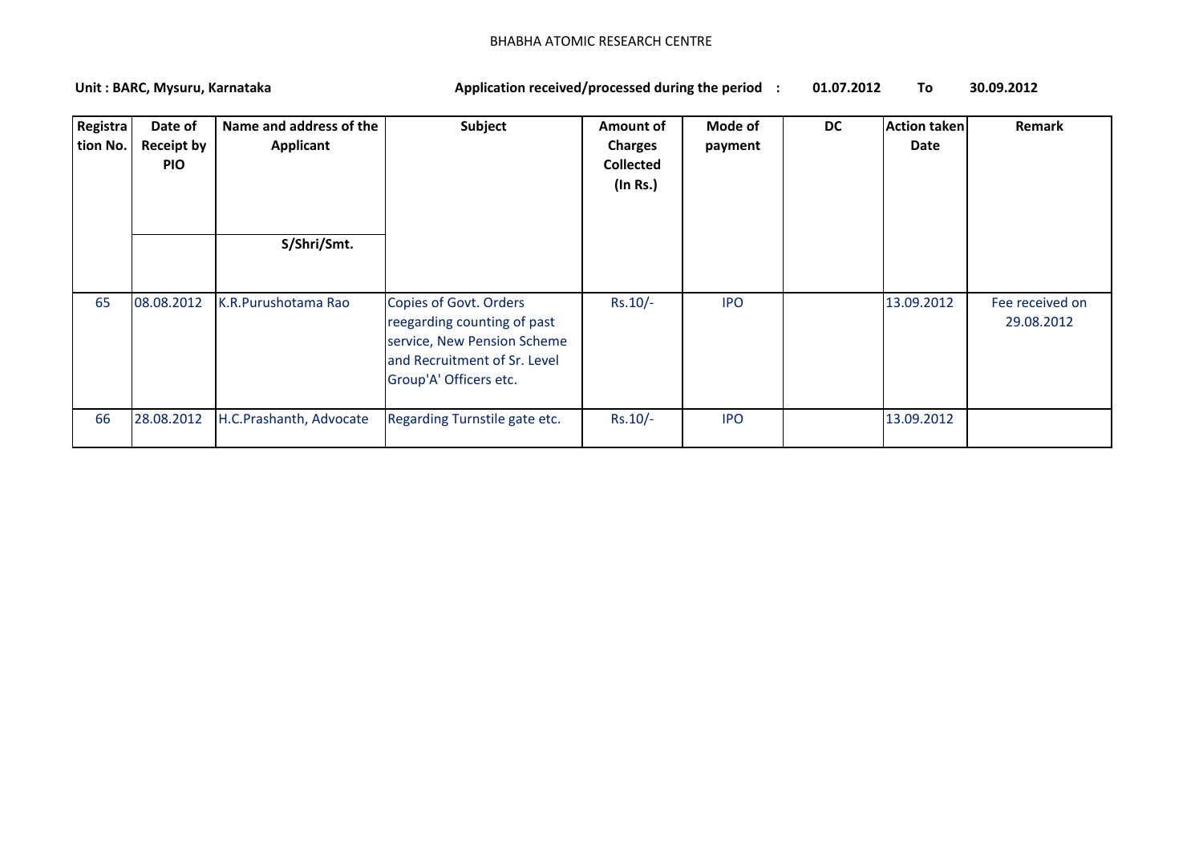BHABHA ATOMIC RESEARCH CENTRE

**Unit : BARC, Mysuru, Karnataka** **Application received/processed during the period : 01.07.2012 To 30.09.2012**

| Registration No. | Date of Receipt by PIO | Name and address of the Applicant S/Shri/Smt. | Subject | Amount of Charges Collected (In Rs.) | Mode of payment | DC | Action taken Date | Remark |
|---|---|---|---|---|---|---|---|---|
| 65 | 08.08.2012 | K.R.Purushotama Rao | Copies of Govt. Orders reegarding counting of past service, New Pension Scheme and Recruitment of Sr. Level Group'A' Officers etc. | Rs.10/- | IPO | | 13.09.2012 | Fee received on 29.08.2012 |
| 66 | 28.08.2012 | H.C.Prashanth, Advocate | Regarding Turnstile gate etc. | Rs.10/- | IPO | | 13.09.2012 | |